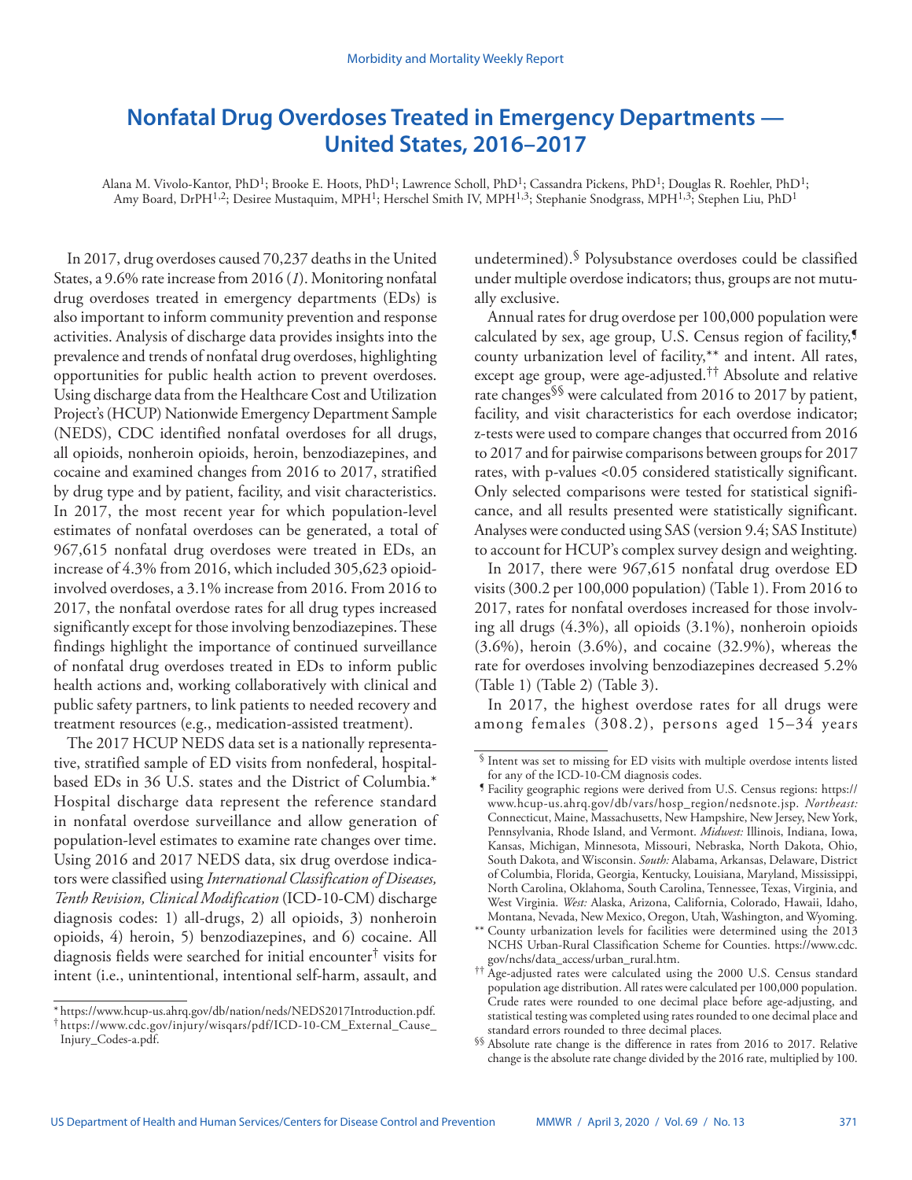# Nonfatal Drug Overdoses Treated in Emergency Departments — United States, 2016–2017

Alana M. Vivolo-Kantor, PhD[1]; Brooke E. Hoots, PhD[1]; Lawrence Scholl, PhD[1]; Cassandra Pickens, PhD[1]; Douglas R. Roehler, PhD[1]; Amy Board, DrPH[1,2]; Desiree Mustaquim, MPH[1]; Herschel Smith IV, MPH[1,3]; Stephanie Snodgrass, MPH[1,3]; Stephen Liu, PhD[1]

In 2017, drug overdoses caused 70,237 deaths in the United States, a 9.6% rate increase from 2016 (*1*). Monitoring nonfatal drug overdoses treated in emergency departments (EDs) is also important to inform community prevention and response activities. Analysis of discharge data provides insights into the prevalence and trends of nonfatal drug overdoses, highlighting opportunities for public health action to prevent overdoses. Using discharge data from the Healthcare Cost and Utilization Project's (HCUP) Nationwide Emergency Department Sample (NEDS), CDC identified nonfatal overdoses for all drugs, all opioids, nonheroin opioids, heroin, benzodiazepines, and cocaine and examined changes from 2016 to 2017, stratified by drug type and by patient, facility, and visit characteristics. In 2017, the most recent year for which population-level estimates of nonfatal overdoses can be generated, a total of 967,615 nonfatal drug overdoses were treated in EDs, an increase of 4.3% from 2016, which included 305,623 opioid-involved overdoses, a 3.1% increase from 2016. From 2016 to 2017, the nonfatal overdose rates for all drug types increased significantly except for those involving benzodiazepines. These findings highlight the importance of continued surveillance of nonfatal drug overdoses treated in EDs to inform public health actions and, working collaboratively with clinical and public safety partners, to link patients to needed recovery and treatment resources (e.g., medication-assisted treatment).

The 2017 HCUP NEDS data set is a nationally representative, stratified sample of ED visits from nonfederal, hospital-based EDs in 36 U.S. states and the District of Columbia.* Hospital discharge data represent the reference standard in nonfatal overdose surveillance and allow generation of population-level estimates to examine rate changes over time. Using 2016 and 2017 NEDS data, six drug overdose indicators were classified using *International Classification of Diseases, Tenth Revision, Clinical Modification* (ICD-10-CM) discharge diagnosis codes: 1) all-drugs, 2) all opioids, 3) nonheroin opioids, 4) heroin, 5) benzodiazepines, and 6) cocaine. All diagnosis fields were searched for initial encounter† visits for intent (i.e., unintentional, intentional self-harm, assault, and undetermined).§ Polysubstance overdoses could be classified under multiple overdose indicators; thus, groups are not mutually exclusive.

Annual rates for drug overdose per 100,000 population were calculated by sex, age group, U.S. Census region of facility,¶ county urbanization level of facility,** and intent. All rates, except age group, were age-adjusted.†† Absolute and relative rate changes§§ were calculated from 2016 to 2017 by patient, facility, and visit characteristics for each overdose indicator; z-tests were used to compare changes that occurred from 2016 to 2017 and for pairwise comparisons between groups for 2017 rates, with p-values <0.05 considered statistically significant. Only selected comparisons were tested for statistical significance, and all results presented were statistically significant. Analyses were conducted using SAS (version 9.4; SAS Institute) to account for HCUP's complex survey design and weighting.

In 2017, there were 967,615 nonfatal drug overdose ED visits (300.2 per 100,000 population) (Table 1). From 2016 to 2017, rates for nonfatal overdoses increased for those involving all drugs (4.3%), all opioids (3.1%), nonheroin opioids (3.6%), heroin (3.6%), and cocaine (32.9%), whereas the rate for overdoses involving benzodiazepines decreased 5.2% (Table 1) (Table 2) (Table 3).

In 2017, the highest overdose rates for all drugs were among females (308.2), persons aged 15–34 years

---

\* https://www.hcup-us.ahrq.gov/db/nation/neds/NEDS2017Introduction.pdf.

† https://www.cdc.gov/injury/wisqars/pdf/ICD-10-CM_External_Cause_Injury_Codes-a.pdf.

§ Intent was set to missing for ED visits with multiple overdose intents listed for any of the ICD-10-CM diagnosis codes.

¶ Facility geographic regions were derived from U.S. Census regions: https://www.hcup-us.ahrq.gov/db/vars/hosp_region/nedsnote.jsp. *Northeast:* Connecticut, Maine, Massachusetts, New Hampshire, New Jersey, New York, Pennsylvania, Rhode Island, and Vermont. *Midwest:* Illinois, Indiana, Iowa, Kansas, Michigan, Minnesota, Missouri, Nebraska, North Dakota, Ohio, South Dakota, and Wisconsin. *South:* Alabama, Arkansas, Delaware, District of Columbia, Florida, Georgia, Kentucky, Louisiana, Maryland, Mississippi, North Carolina, Oklahoma, South Carolina, Tennessee, Texas, Virginia, and West Virginia. *West:* Alaska, Arizona, California, Colorado, Hawaii, Idaho, Montana, Nevada, New Mexico, Oregon, Utah, Washington, and Wyoming.

\** County urbanization levels for facilities were determined using the 2013 NCHS Urban-Rural Classification Scheme for Counties. https://www.cdc.gov/nchs/data_access/urban_rural.htm.

†† Age-adjusted rates were calculated using the 2000 U.S. Census standard population age distribution. All rates were calculated per 100,000 population. Crude rates were rounded to one decimal place before age-adjusting, and statistical testing was completed using rates rounded to one decimal place and standard errors rounded to three decimal places.

§§ Absolute rate change is the difference in rates from 2016 to 2017. Relative change is the absolute rate change divided by the 2016 rate, multiplied by 100.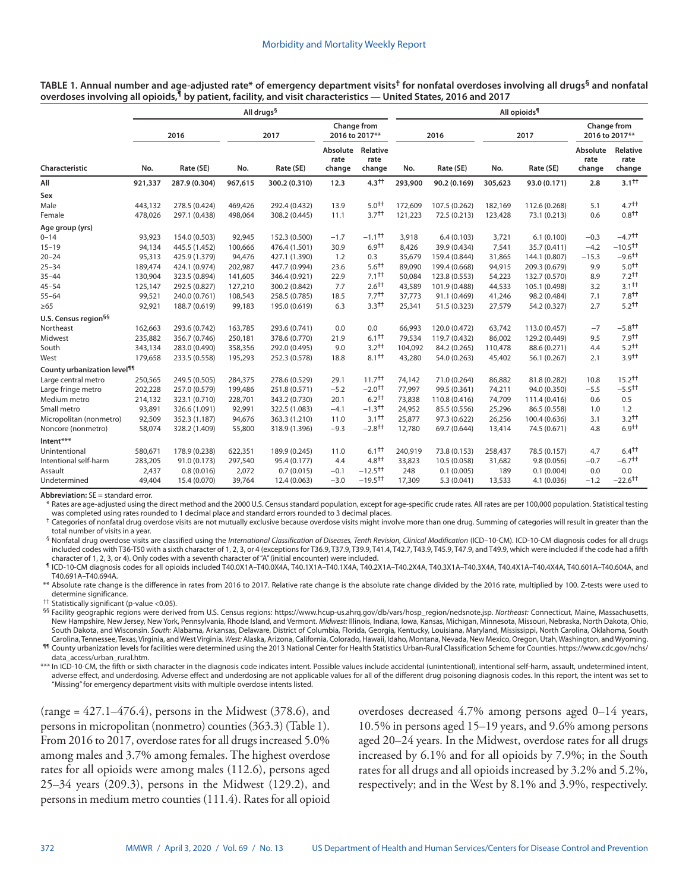**TABLE 1. Annual number and age-adjusted rate* of emergency department visits† for nonfatal overdoses involving all drugs§ and nonfatal overdoses involving all opioids,¶ by patient, facility, and visit characteristics — United States, 2016 and 2017**

| | All drugs§ | | | | | | All opioids¶ | | | | | |
|---|---|---|---|---|---|---|---|---|---|---|---|---|
| | 2016 | | 2017 | | Change from 2016 to 2017** | | 2016 | | 2017 | | Change from 2016 to 2017** | |
| Characteristic | No. | Rate (SE) | No. | Rate (SE) | Absolute rate change | Relative rate change | No. | Rate (SE) | No. | Rate (SE) | Absolute rate change | Relative rate change |
| **All** | **921,337** | **287.9 (0.304)** | **967,615** | **300.2 (0.310)** | **12.3** | **4.3††** | **293,900** | **90.2 (0.169)** | **305,623** | **93.0 (0.171)** | **2.8** | **3.1††** |
| **Sex** | | | | | | | | | | | | |
| Male | 443,132 | 278.5 (0.424) | 469,426 | 292.4 (0.432) | 13.9 | 5.0†† | 172,609 | 107.5 (0.262) | 182,169 | 112.6 (0.268) | 5.1 | 4.7†† |
| Female | 478,026 | 297.1 (0.438) | 498,064 | 308.2 (0.445) | 11.1 | 3.7†† | 121,223 | 72.5 (0.213) | 123,428 | 73.1 (0.213) | 0.6 | 0.8†† |
| **Age group (yrs)** | | | | | | | | | | | | |
| 0–14 | 93,923 | 154.0 (0.503) | 92,945 | 152.3 (0.500) | −1.7 | −1.1†† | 3,918 | 6.4 (0.103) | 3,721 | 6.1 (0.100) | −0.3 | −4.7†† |
| 15–19 | 94,134 | 445.5 (1.452) | 100,666 | 476.4 (1.501) | 30.9 | 6.9†† | 8,426 | 39.9 (0.434) | 7,541 | 35.7 (0.411) | −4.2 | −10.5†† |
| 20–24 | 95,313 | 425.9 (1.379) | 94,476 | 427.1 (1.390) | 1.2 | 0.3 | 35,679 | 159.4 (0.844) | 31,865 | 144.1 (0.807) | −15.3 | −9.6†† |
| 25–34 | 189,474 | 424.1 (0.974) | 202,987 | 447.7 (0.994) | 23.6 | 5.6†† | 89,090 | 199.4 (0.668) | 94,915 | 209.3 (0.679) | 9.9 | 5.0†† |
| 35–44 | 130,904 | 323.5 (0.894) | 141,605 | 346.4 (0.921) | 22.9 | 7.1†† | 50,084 | 123.8 (0.553) | 54,223 | 132.7 (0.570) | 8.9 | 7.2†† |
| 45–54 | 125,147 | 292.5 (0.827) | 127,210 | 300.2 (0.842) | 7.7 | 2.6†† | 43,589 | 101.9 (0.488) | 44,533 | 105.1 (0.498) | 3.2 | 3.1†† |
| 55–64 | 99,521 | 240.0 (0.761) | 108,543 | 258.5 (0.785) | 18.5 | 7.7†† | 37,773 | 91.1 (0.469) | 41,246 | 98.2 (0.484) | 7.1 | 7.8†† |
| ≥65 | 92,921 | 188.7 (0.619) | 99,183 | 195.0 (0.619) | 6.3 | 3.3†† | 25,341 | 51.5 (0.323) | 27,579 | 54.2 (0.327) | 2.7 | 5.2†† |
| **U.S. Census region§§** | | | | | | | | | | | | |
| Northeast | 162,663 | 293.6 (0.742) | 163,785 | 293.6 (0.741) | 0.0 | 0.0 | 66,993 | 120.0 (0.472) | 63,742 | 113.0 (0.457) | −7 | −5.8†† |
| Midwest | 235,882 | 356.7 (0.746) | 250,181 | 378.6 (0.770) | 21.9 | 6.1†† | 79,534 | 119.7 (0.432) | 86,002 | 129.2 (0.449) | 9.5 | 7.9†† |
| South | 343,134 | 283.0 (0.490) | 358,356 | 292.0 (0.495) | 9.0 | 3.2†† | 104,092 | 84.2 (0.265) | 110,478 | 88.6 (0.271) | 4.4 | 5.2†† |
| West | 179,658 | 233.5 (0.558) | 195,293 | 252.3 (0.578) | 18.8 | 8.1†† | 43,280 | 54.0 (0.263) | 45,402 | 56.1 (0.267) | 2.1 | 3.9†† |
| **County urbanization level¶¶** | | | | | | | | | | | | |
| Large central metro | 250,565 | 249.5 (0.505) | 284,375 | 278.6 (0.529) | 29.1 | 11.7†† | 74,142 | 71.0 (0.264) | 86,882 | 81.8 (0.282) | 10.8 | 15.2†† |
| Large fringe metro | 202,228 | 257.0 (0.579) | 199,486 | 251.8 (0.571) | −5.2 | −2.0†† | 77,997 | 99.5 (0.361) | 74,211 | 94.0 (0.350) | −5.5 | −5.5†† |
| Medium metro | 214,132 | 323.1 (0.710) | 228,701 | 343.2 (0.730) | 20.1 | 6.2†† | 73,838 | 110.8 (0.416) | 74,709 | 111.4 (0.416) | 0.6 | 0.5 |
| Small metro | 93,891 | 326.6 (1.091) | 92,991 | 322.5 (1.083) | −4.1 | −1.3†† | 24,952 | 85.5 (0.556) | 25,296 | 86.5 (0.558) | 1.0 | 1.2 |
| Micropolitan (nonmetro) | 92,509 | 352.3 (1.187) | 94,676 | 363.3 (1.210) | 11.0 | 3.1†† | 25,877 | 97.3 (0.622) | 26,256 | 100.4 (0.636) | 3.1 | 3.2†† |
| Noncore (nonmetro) | 58,074 | 328.2 (1.409) | 55,800 | 318.9 (1.396) | −9.3 | −2.8†† | 12,780 | 69.7 (0.644) | 13,414 | 74.5 (0.671) | 4.8 | 6.9†† |
| **Intent*** ** | | | | | | | | | | | | |
| Unintentional | 580,671 | 178.9 (0.238) | 622,351 | 189.9 (0.245) | 11.0 | 6.1†† | 240,919 | 73.8 (0.153) | 258,437 | 78.5 (0.157) | 4.7 | 6.4†† |
| Intentional self-harm | 283,205 | 91.0 (0.173) | 297,540 | 95.4 (0.177) | 4.4 | 4.8†† | 33,823 | 10.5 (0.058) | 31,682 | 9.8 (0.056) | −0.7 | −6.7†† |
| Assault | 2,437 | 0.8 (0.016) | 2,072 | 0.7 (0.015) | −0.1 | −12.5†† | 248 | 0.1 (0.005) | 189 | 0.1 (0.004) | 0.0 | 0.0 |
| Undetermined | 49,404 | 15.4 (0.070) | 39,764 | 12.4 (0.063) | −3.0 | −19.5†† | 17,309 | 5.3 (0.041) | 13,533 | 4.1 (0.036) | −1.2 | −22.6†† |

**Abbreviation:** SE = standard error.

\* Rates are age-adjusted using the direct method and the 2000 U.S. Census standard population, except for age-specific crude rates. All rates are per 100,000 population. Statistical testing was completed using rates rounded to 1 decimal place and standard errors rounded to 3 decimal places.

† Categories of nonfatal drug overdose visits are not mutually exclusive because overdose visits might involve more than one drug. Summing of categories will result in greater than the total number of visits in a year.

§ Nonfatal drug overdose visits are classified using the *International Classification of Diseases, Tenth Revision, Clinical Modification* (ICD–10-CM). ICD-10-CM diagnosis codes for all drugs included codes with T36-T50 with a sixth character of 1, 2, 3, or 4 (exceptions for T36.9, T37.9, T39.9, T41.4, T42.7, T43.9, T45.9, T47.9, and T49.9, which were included if the code had a fifth character of 1, 2, 3, or 4). Only codes with a seventh character of "A" (initial encounter) were included.

¶ ICD-10-CM diagnosis codes for all opioids included T40.0X1A–T40.0X4A, T40.1X1A–T40.1X4A, T40.2X1A–T40.2X4A, T40.3X1A–T40.3X4A, T40.4X1A–T40.4X4A, T40.601A–T40.604A, and T40.691A–T40.694A.

\** Absolute rate change is the difference in rates from 2016 to 2017. Relative rate change is the absolute rate change divided by the 2016 rate, multiplied by 100. Z-tests were used to determine significance.

†† Statistically significant (p-value <0.05).

§§ Facility geographic regions were derived from U.S. Census regions: https://www.hcup-us.ahrq.gov/db/vars/hosp_region/nedsnote.jsp. *Northeast:* Connecticut, Maine, Massachusetts, New Hampshire, New Jersey, New York, Pennsylvania, Rhode Island, and Vermont. *Midwest:* Illinois, Indiana, Iowa, Kansas, Michigan, Minnesota, Missouri, Nebraska, North Dakota, Ohio, South Dakota, and Wisconsin. *South:* Alabama, Arkansas, Delaware, District of Columbia, Florida, Georgia, Kentucky, Louisiana, Maryland, Mississippi, North Carolina, Oklahoma, South Carolina, Tennessee, Texas, Virginia, and West Virginia. *West:* Alaska, Arizona, California, Colorado, Hawaii, Idaho, Montana, Nevada, New Mexico, Oregon, Utah, Washington, and Wyoming.

¶¶ County urbanization levels for facilities were determined using the 2013 National Center for Health Statistics Urban-Rural Classification Scheme for Counties. https://www.cdc.gov/nchs/data_access/urban_rural.htm.

\*** In ICD-10-CM, the fifth or sixth character in the diagnosis code indicates intent. Possible values include accidental (unintentional), intentional self-harm, assault, undetermined intent, adverse effect, and underdosing. Adverse effect and underdosing are not applicable values for all of the different drug poisoning diagnosis codes. In this report, the intent was set to "Missing" for emergency department visits with multiple overdose intents listed.

(range = 427.1–476.4), persons in the Midwest (378.6), and persons in micropolitan (nonmetro) counties (363.3) (Table 1). From 2016 to 2017, overdose rates for all drugs increased 5.0% among males and 3.7% among females. The highest overdose rates for all opioids were among males (112.6), persons aged 25–34 years (209.3), persons in the Midwest (129.2), and persons in medium metro counties (111.4). Rates for all opioid overdoses decreased 4.7% among persons aged 0–14 years, 10.5% in persons aged 15–19 years, and 9.6% among persons aged 20–24 years. In the Midwest, overdose rates for all drugs increased by 6.1% and for all opioids by 7.9%; in the South rates for all drugs and all opioids increased by 3.2% and 5.2%, respectively; and in the West by 8.1% and 3.9%, respectively.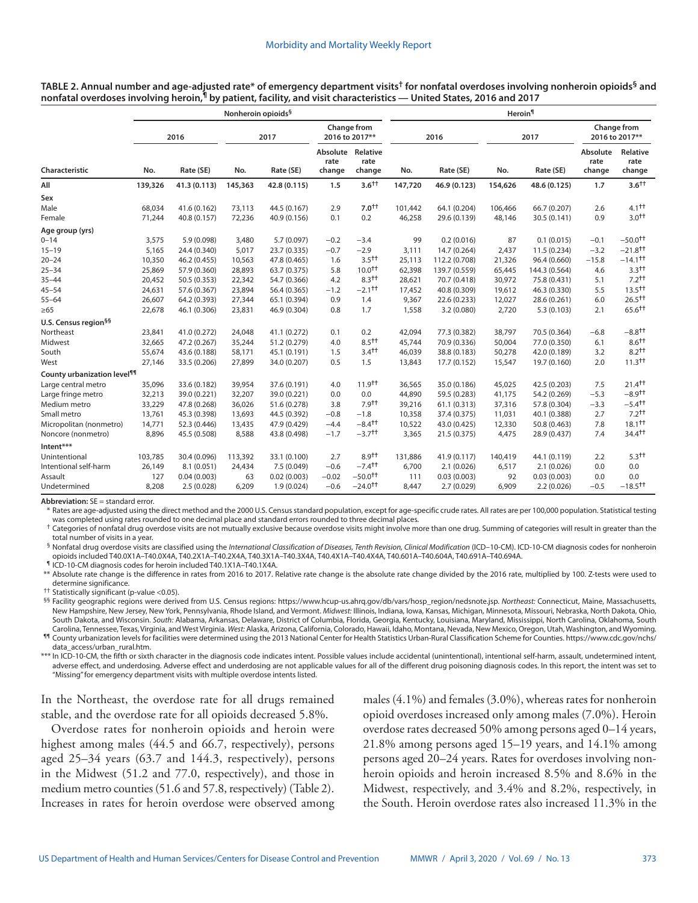**TABLE 2. Annual number and age-adjusted rate* of emergency department visits† for nonfatal overdoses involving nonheroin opioids§ and nonfatal overdoses involving heroin,¶ by patient, facility, and visit characteristics — United States, 2016 and 2017**

| Characteristic | Nonheroin opioids§ | | | | | | Heroin¶ | | | | | |
|---|---|---|---|---|---|---|---|---|---|---|---|---|
| | 2016 | | 2017 | | Change from 2016 to 2017** | | 2016 | | 2017 | | Change from 2016 to 2017** | |
| | No. | Rate (SE) | No. | Rate (SE) | Absolute rate change | Relative rate change | No. | Rate (SE) | No. | Rate (SE) | Absolute rate change | Relative rate change |
| **All** | **139,326** | **41.3 (0.113)** | **145,363** | **42.8 (0.115)** | **1.5** | **3.6††** | **147,720** | **46.9 (0.123)** | **154,626** | **48.6 (0.125)** | **1.7** | **3.6††** |
| **Sex** | | | | | | | | | | | | |
| Male | 68,034 | 41.6 (0.162) | 73,113 | 44.5 (0.167) | 2.9 | 7.0†† | 101,442 | 64.1 (0.204) | 106,466 | 66.7 (0.207) | 2.6 | 4.1†† |
| Female | 71,244 | 40.8 (0.157) | 72,236 | 40.9 (0.156) | 0.1 | 0.2 | 46,258 | 29.6 (0.139) | 48,146 | 30.5 (0.141) | 0.9 | 3.0†† |
| **Age group (yrs)** | | | | | | | | | | | | |
| 0–14 | 3,575 | 5.9 (0.098) | 3,480 | 5.7 (0.097) | −0.2 | −3.4 | 99 | 0.2 (0.016) | 87 | 0.1 (0.015) | −0.1 | −50.0†† |
| 15–19 | 5,165 | 24.4 (0.340) | 5,017 | 23.7 (0.335) | −0.7 | −2.9 | 3,111 | 14.7 (0.264) | 2,437 | 11.5 (0.234) | −3.2 | −21.8†† |
| 20–24 | 10,350 | 46.2 (0.455) | 10,563 | 47.8 (0.465) | 1.6 | 3.5†† | 25,113 | 112.2 (0.708) | 21,326 | 96.4 (0.660) | −15.8 | −14.1†† |
| 25–34 | 25,869 | 57.9 (0.360) | 28,893 | 63.7 (0.375) | 5.8 | 10.0†† | 62,398 | 139.7 (0.559) | 65,445 | 144.3 (0.564) | 4.6 | 3.3†† |
| 35–44 | 20,452 | 50.5 (0.353) | 22,342 | 54.7 (0.366) | 4.2 | 8.3†† | 28,621 | 70.7 (0.418) | 30,972 | 75.8 (0.431) | 5.1 | 7.2†† |
| 45–54 | 24,631 | 57.6 (0.367) | 23,894 | 56.4 (0.365) | −1.2 | −2.1†† | 17,452 | 40.8 (0.309) | 19,612 | 46.3 (0.330) | 5.5 | 13.5†† |
| 55–64 | 26,607 | 64.2 (0.393) | 27,344 | 65.1 (0.394) | 0.9 | 1.4 | 9,367 | 22.6 (0.233) | 12,027 | 28.6 (0.261) | 6.0 | 26.5†† |
| ≥65 | 22,678 | 46.1 (0.306) | 23,831 | 46.9 (0.304) | 0.8 | 1.7 | 1,558 | 3.2 (0.080) | 2,720 | 5.3 (0.103) | 2.1 | 65.6†† |
| **U.S. Census region§§** | | | | | | | | | | | | |
| Northeast | 23,841 | 41.0 (0.272) | 24,048 | 41.1 (0.272) | 0.1 | 0.2 | 42,094 | 77.3 (0.382) | 38,797 | 70.5 (0.364) | −6.8 | −8.8†† |
| Midwest | 32,665 | 47.2 (0.267) | 35,244 | 51.2 (0.279) | 4.0 | 8.5†† | 45,744 | 70.9 (0.336) | 50,004 | 77.0 (0.350) | 6.1 | 8.6†† |
| South | 55,674 | 43.6 (0.188) | 58,171 | 45.1 (0.191) | 1.5 | 3.4†† | 46,039 | 38.8 (0.183) | 50,278 | 42.0 (0.189) | 3.2 | 8.2†† |
| West | 27,146 | 33.5 (0.206) | 27,899 | 34.0 (0.207) | 0.5 | 1.5 | 13,843 | 17.7 (0.152) | 15,547 | 19.7 (0.160) | 2.0 | 11.3†† |
| **County urbanization level¶¶** | | | | | | | | | | | | |
| Large central metro | 35,096 | 33.6 (0.182) | 39,954 | 37.6 (0.191) | 4.0 | 11.9†† | 36,565 | 35.0 (0.186) | 45,025 | 42.5 (0.203) | 7.5 | 21.4†† |
| Large fringe metro | 32,213 | 39.0 (0.221) | 32,207 | 39.0 (0.221) | 0.0 | 0.0 | 44,890 | 59.5 (0.283) | 41,175 | 54.2 (0.269) | −5.3 | −8.9†† |
| Medium metro | 33,229 | 47.8 (0.268) | 36,026 | 51.6 (0.278) | 3.8 | 7.9†† | 39,216 | 61.1 (0.313) | 37,316 | 57.8 (0.304) | −3.3 | −5.4†† |
| Small metro | 13,761 | 45.3 (0.398) | 13,693 | 44.5 (0.392) | −0.8 | −1.8 | 10,358 | 37.4 (0.375) | 11,031 | 40.1 (0.388) | 2.7 | 7.2†† |
| Micropolitan (nonmetro) | 14,771 | 52.3 (0.446) | 13,435 | 47.9 (0.429) | −4.4 | −8.4†† | 10,522 | 43.0 (0.425) | 12,330 | 50.8 (0.463) | 7.8 | 18.1†† |
| Noncore (nonmetro) | 8,896 | 45.5 (0.508) | 8,588 | 43.8 (0.498) | −1.7 | −3.7†† | 3,365 | 21.5 (0.375) | 4,475 | 28.9 (0.437) | 7.4 | 34.4†† |
| **Intent***** | | | | | | | | | | | | |
| Unintentional | 103,785 | 30.4 (0.096) | 113,392 | 33.1 (0.100) | 2.7 | 8.9†† | 131,886 | 41.9 (0.117) | 140,419 | 44.1 (0.119) | 2.2 | 5.3†† |
| Intentional self-harm | 26,149 | 8.1 (0.051) | 24,434 | 7.5 (0.049) | −0.6 | −7.4†† | 6,700 | 2.1 (0.026) | 6,517 | 2.1 (0.026) | 0.0 | 0.0 |
| Assault | 127 | 0.04 (0.003) | 63 | 0.02 (0.003) | −0.02 | −50.0†† | 111 | 0.03 (0.003) | 92 | 0.03 (0.003) | 0.0 | 0.0 |
| Undetermined | 8,208 | 2.5 (0.028) | 6,209 | 1.9 (0.024) | −0.6 | −24.0†† | 8,447 | 2.7 (0.029) | 6,909 | 2.2 (0.026) | −0.5 | −18.5†† |

**Abbreviation:** SE = standard error.

\* Rates are age-adjusted using the direct method and the 2000 U.S. Census standard population, except for age-specific crude rates. All rates are per 100,000 population. Statistical testing was completed using rates rounded to one decimal place and standard errors rounded to three decimal places.

† Categories of nonfatal drug overdose visits are not mutually exclusive because overdose visits might involve more than one drug. Summing of categories will result in greater than the total number of visits in a year.

§ Nonfatal drug overdose visits are classified using the *International Classification of Diseases, Tenth Revision, Clinical Modification* (ICD–10-CM). ICD-10-CM diagnosis codes for nonheroin opioids included T40.0X1A–T40.0X4A, T40.2X1A–T40.2X4A, T40.3X1A–T40.3X4A, T40.4X1A–T40.4X4A, T40.601A–T40.604A, T40.691A–T40.694A.

¶ ICD-10-CM diagnosis codes for heroin included T40.1X1A–T40.1X4A.

** Absolute rate change is the difference in rates from 2016 to 2017. Relative rate change is the absolute rate change divided by the 2016 rate, multiplied by 100. Z-tests were used to determine significance.

†† Statistically significant (p-value <0.05).

§§ Facility geographic regions were derived from U.S. Census regions: https://www.hcup-us.ahrq.gov/db/vars/hosp_region/nedsnote.jsp. *Northeast:* Connecticut, Maine, Massachusetts, New Hampshire, New Jersey, New York, Pennsylvania, Rhode Island, and Vermont. *Midwest:* Illinois, Indiana, Iowa, Kansas, Michigan, Minnesota, Missouri, Nebraska, North Dakota, Ohio, South Dakota, and Wisconsin. *South:* Alabama, Arkansas, Delaware, District of Columbia, Florida, Georgia, Kentucky, Louisiana, Maryland, Mississippi, North Carolina, Oklahoma, South Carolina, Tennessee, Texas, Virginia, and West Virginia. *West:* Alaska, Arizona, California, Colorado, Hawaii, Idaho, Montana, Nevada, New Mexico, Oregon, Utah, Washington, and Wyoming.

¶¶ County urbanization levels for facilities were determined using the 2013 National Center for Health Statistics Urban-Rural Classification Scheme for Counties. https://www.cdc.gov/nchs/data_access/urban_rural.htm.

*** In ICD-10-CM, the fifth or sixth character in the diagnosis code indicates intent. Possible values include accidental (unintentional), intentional self-harm, assault, undetermined intent, adverse effect, and underdosing. Adverse effect and underdosing are not applicable values for all of the different drug poisoning diagnosis codes. In this report, the intent was set to "Missing" for emergency department visits with multiple overdose intents listed.

In the Northeast, the overdose rate for all drugs remained stable, and the overdose rate for all opioids decreased 5.8%.

Overdose rates for nonheroin opioids and heroin were highest among males (44.5 and 66.7, respectively), persons aged 25–34 years (63.7 and 144.3, respectively), persons in the Midwest (51.2 and 77.0, respectively), and those in medium metro counties (51.6 and 57.8, respectively) (Table 2). Increases in rates for heroin overdose were observed among males (4.1%) and females (3.0%), whereas rates for nonheroin opioid overdoses increased only among males (7.0%). Heroin overdose rates decreased 50% among persons aged 0–14 years, 21.8% among persons aged 15–19 years, and 14.1% among persons aged 20–24 years. Rates for overdoses involving nonheroin opioids and heroin increased 8.5% and 8.6% in the Midwest, respectively, and 3.4% and 8.2%, respectively, in the South. Heroin overdose rates also increased 11.3% in the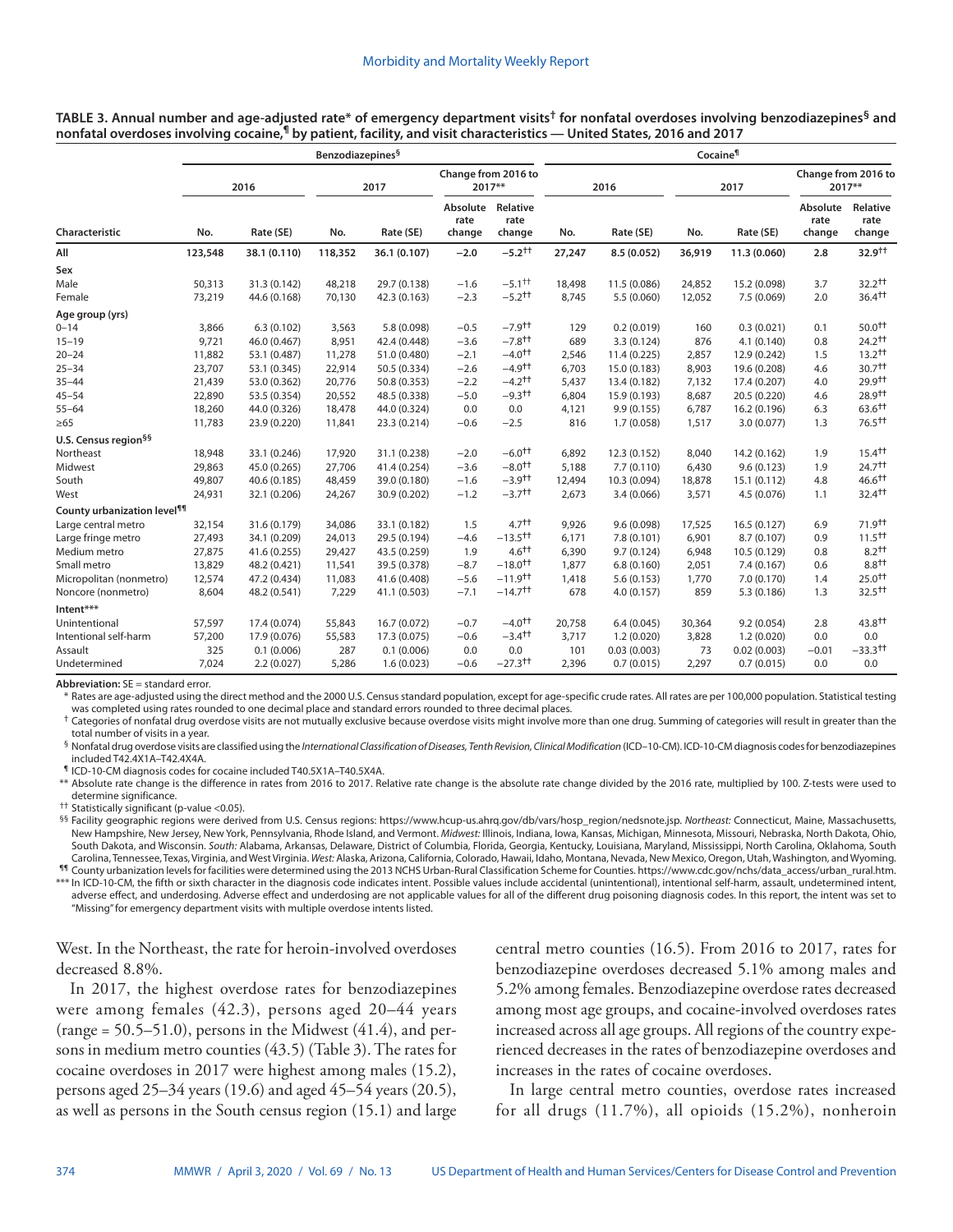**TABLE 3. Annual number and age-adjusted rate* of emergency department visits† for nonfatal overdoses involving benzodiazepines§ and nonfatal overdoses involving cocaine,¶ by patient, facility, and visit characteristics — United States, 2016 and 2017**

| | Benzodiazepines§ | | | | | | Cocaine¶ | | | | | |
|---|---|---|---|---|---|---|---|---|---|---|---|---|
| | 2016 | | 2017 | | Change from 2016 to 2017** | | 2016 | | 2017 | | Change from 2016 to 2017** | |
| Characteristic | No. | Rate (SE) | No. | Rate (SE) | Absolute rate change | Relative rate change | No. | Rate (SE) | No. | Rate (SE) | Absolute rate change | Relative rate change |
| **All** | **123,548** | **38.1 (0.110)** | **118,352** | **36.1 (0.107)** | **−2.0** | **−5.2††** | **27,247** | **8.5 (0.052)** | **36,919** | **11.3 (0.060)** | **2.8** | **32.9††** |
| **Sex** | | | | | | | | | | | | |
| Male | 50,313 | 31.3 (0.142) | 48,218 | 29.7 (0.138) | −1.6 | −5.1†† | 18,498 | 11.5 (0.086) | 24,852 | 15.2 (0.098) | 3.7 | 32.2†† |
| Female | 73,219 | 44.6 (0.168) | 70,130 | 42.3 (0.163) | −2.3 | −5.2†† | 8,745 | 5.5 (0.060) | 12,052 | 7.5 (0.069) | 2.0 | 36.4†† |
| **Age group (yrs)** | | | | | | | | | | | | |
| 0–14 | 3,866 | 6.3 (0.102) | 3,563 | 5.8 (0.098) | −0.5 | −7.9†† | 129 | 0.2 (0.019) | 160 | 0.3 (0.021) | 0.1 | 50.0†† |
| 15–19 | 9,721 | 46.0 (0.467) | 8,951 | 42.4 (0.448) | −3.6 | −7.8†† | 689 | 3.3 (0.124) | 876 | 4.1 (0.140) | 0.8 | 24.2†† |
| 20–24 | 11,882 | 53.1 (0.487) | 11,278 | 51.0 (0.480) | −2.1 | −4.0†† | 2,546 | 11.4 (0.225) | 2,857 | 12.9 (0.242) | 1.5 | 13.2†† |
| 25–34 | 23,707 | 53.1 (0.345) | 22,914 | 50.5 (0.334) | −2.6 | −4.9†† | 6,703 | 15.0 (0.183) | 8,903 | 19.6 (0.208) | 4.6 | 30.7†† |
| 35–44 | 21,439 | 53.0 (0.362) | 20,776 | 50.8 (0.353) | −2.2 | −4.2†† | 5,437 | 13.4 (0.182) | 7,132 | 17.4 (0.207) | 4.0 | 29.9†† |
| 45–54 | 22,890 | 53.5 (0.354) | 20,552 | 48.5 (0.338) | −5.0 | −9.3†† | 6,804 | 15.9 (0.193) | 8,687 | 20.5 (0.220) | 4.6 | 28.9†† |
| 55–64 | 18,260 | 44.0 (0.326) | 18,478 | 44.0 (0.324) | 0.0 | 0.0 | 4,121 | 9.9 (0.155) | 6,787 | 16.2 (0.196) | 6.3 | 63.6†† |
| ≥65 | 11,783 | 23.9 (0.220) | 11,841 | 23.3 (0.214) | −0.6 | −2.5 | 816 | 1.7 (0.058) | 1,517 | 3.0 (0.077) | 1.3 | 76.5†† |
| **U.S. Census region§§** | | | | | | | | | | | | |
| Northeast | 18,948 | 33.1 (0.246) | 17,920 | 31.1 (0.238) | −2.0 | −6.0†† | 6,892 | 12.3 (0.152) | 8,040 | 14.2 (0.162) | 1.9 | 15.4†† |
| Midwest | 29,863 | 45.0 (0.265) | 27,706 | 41.4 (0.254) | −3.6 | −8.0†† | 5,188 | 7.7 (0.110) | 6,430 | 9.6 (0.123) | 1.9 | 24.7†† |
| South | 49,807 | 40.6 (0.185) | 48,459 | 39.0 (0.180) | −1.6 | −3.9†† | 12,494 | 10.3 (0.094) | 18,878 | 15.1 (0.112) | 4.8 | 46.6†† |
| West | 24,931 | 32.1 (0.206) | 24,267 | 30.9 (0.202) | −1.2 | −3.7†† | 2,673 | 3.4 (0.066) | 3,571 | 4.5 (0.076) | 1.1 | 32.4†† |
| **County urbanization level¶¶** | | | | | | | | | | | | |
| Large central metro | 32,154 | 31.6 (0.179) | 34,086 | 33.1 (0.182) | 1.5 | 4.7†† | 9,926 | 9.6 (0.098) | 17,525 | 16.5 (0.127) | 6.9 | 71.9†† |
| Large fringe metro | 27,493 | 34.1 (0.209) | 24,013 | 29.5 (0.194) | −4.6 | −13.5†† | 6,171 | 7.8 (0.101) | 6,901 | 8.7 (0.107) | 0.9 | 11.5†† |
| Medium metro | 27,875 | 41.6 (0.255) | 29,427 | 43.5 (0.259) | 1.9 | 4.6†† | 6,390 | 9.7 (0.124) | 6,948 | 10.5 (0.129) | 0.8 | 8.2†† |
| Small metro | 13,829 | 48.2 (0.421) | 11,541 | 39.5 (0.378) | −8.7 | −18.0†† | 1,877 | 6.8 (0.160) | 2,051 | 7.4 (0.167) | 0.6 | 8.8†† |
| Micropolitan (nonmetro) | 12,574 | 47.2 (0.434) | 11,083 | 41.6 (0.408) | −5.6 | −11.9†† | 1,418 | 5.6 (0.153) | 1,770 | 7.0 (0.170) | 1.4 | 25.0†† |
| Noncore (nonmetro) | 8,604 | 48.2 (0.541) | 7,229 | 41.1 (0.503) | −7.1 | −14.7†† | 678 | 4.0 (0.157) | 859 | 5.3 (0.186) | 1.3 | 32.5†† |
| **Intent*** ** | | | | | | | | | | | | |
| Unintentional | 57,597 | 17.4 (0.074) | 55,843 | 16.7 (0.072) | −0.7 | −4.0†† | 20,758 | 6.4 (0.045) | 30,364 | 9.2 (0.054) | 2.8 | 43.8†† |
| Intentional self-harm | 57,200 | 17.9 (0.076) | 55,583 | 17.3 (0.075) | −0.6 | −3.4†† | 3,717 | 1.2 (0.020) | 3,828 | 1.2 (0.020) | 0.0 | 0.0 |
| Assault | 325 | 0.1 (0.006) | 287 | 0.1 (0.006) | 0.0 | 0.0 | 101 | 0.03 (0.003) | 73 | 0.02 (0.003) | −0.01 | −33.3†† |
| Undetermined | 7,024 | 2.2 (0.027) | 5,286 | 1.6 (0.023) | −0.6 | −27.3†† | 2,396 | 0.7 (0.015) | 2,297 | 0.7 (0.015) | 0.0 | 0.0 |

**Abbreviation:** SE = standard error.

\* Rates are age-adjusted using the direct method and the 2000 U.S. Census standard population, except for age-specific crude rates. All rates are per 100,000 population. Statistical testing was completed using rates rounded to one decimal place and standard errors rounded to three decimal places.

† Categories of nonfatal drug overdose visits are not mutually exclusive because overdose visits might involve more than one drug. Summing of categories will result in greater than the total number of visits in a year.

§ Nonfatal drug overdose visits are classified using the *International Classification of Diseases, Tenth Revision, Clinical Modification* (ICD–10-CM). ICD-10-CM diagnosis codes for benzodiazepines included T42.4X1A–T42.4X4A.

¶ ICD-10-CM diagnosis codes for cocaine included T40.5X1A–T40.5X4A.

** Absolute rate change is the difference in rates from 2016 to 2017. Relative rate change is the absolute rate change divided by the 2016 rate, multiplied by 100. Z-tests were used to determine significance.

†† Statistically significant (p-value <0.05).

§§ Facility geographic regions were derived from U.S. Census regions: https://www.hcup-us.ahrq.gov/db/vars/hosp_region/nedsnote.jsp. *Northeast:* Connecticut, Maine, Massachusetts, New Hampshire, New Jersey, New York, Pennsylvania, Rhode Island, and Vermont. *Midwest:* Illinois, Indiana, Iowa, Kansas, Michigan, Minnesota, Missouri, Nebraska, North Dakota, Ohio, South Dakota, and Wisconsin. *South:* Alabama, Arkansas, Delaware, District of Columbia, Florida, Georgia, Kentucky, Louisiana, Maryland, Mississippi, North Carolina, Oklahoma, South Carolina, Tennessee, Texas, Virginia, and West Virginia. *West:* Alaska, Arizona, California, Colorado, Hawaii, Idaho, Montana, Nevada, New Mexico, Oregon, Utah, Washington, and Wyoming.

¶¶ County urbanization levels for facilities were determined using the 2013 NCHS Urban-Rural Classification Scheme for Counties. https://www.cdc.gov/nchs/data_access/urban_rural.htm.

*** In ICD-10-CM, the fifth or sixth character in the diagnosis code indicates intent. Possible values include accidental (unintentional), intentional self-harm, assault, undetermined intent, adverse effect, and underdosing. Adverse effect and underdosing are not applicable values for all of the different drug poisoning diagnosis codes. In this report, the intent was set to "Missing" for emergency department visits with multiple overdose intents listed.

West. In the Northeast, the rate for heroin-involved overdoses decreased 8.8%.

In 2017, the highest overdose rates for benzodiazepines were among females (42.3), persons aged 20–44 years (range = 50.5–51.0), persons in the Midwest (41.4), and persons in medium metro counties (43.5) (Table 3). The rates for cocaine overdoses in 2017 were highest among males (15.2), persons aged 25–34 years (19.6) and aged 45–54 years (20.5), as well as persons in the South census region (15.1) and large central metro counties (16.5). From 2016 to 2017, rates for benzodiazepine overdoses decreased 5.1% among males and 5.2% among females. Benzodiazepine overdose rates decreased among most age groups, and cocaine-involved overdoses rates increased across all age groups. All regions of the country experienced decreases in the rates of benzodiazepine overdoses and increases in the rates of cocaine overdoses.

In large central metro counties, overdose rates increased for all drugs (11.7%), all opioids (15.2%), nonheroin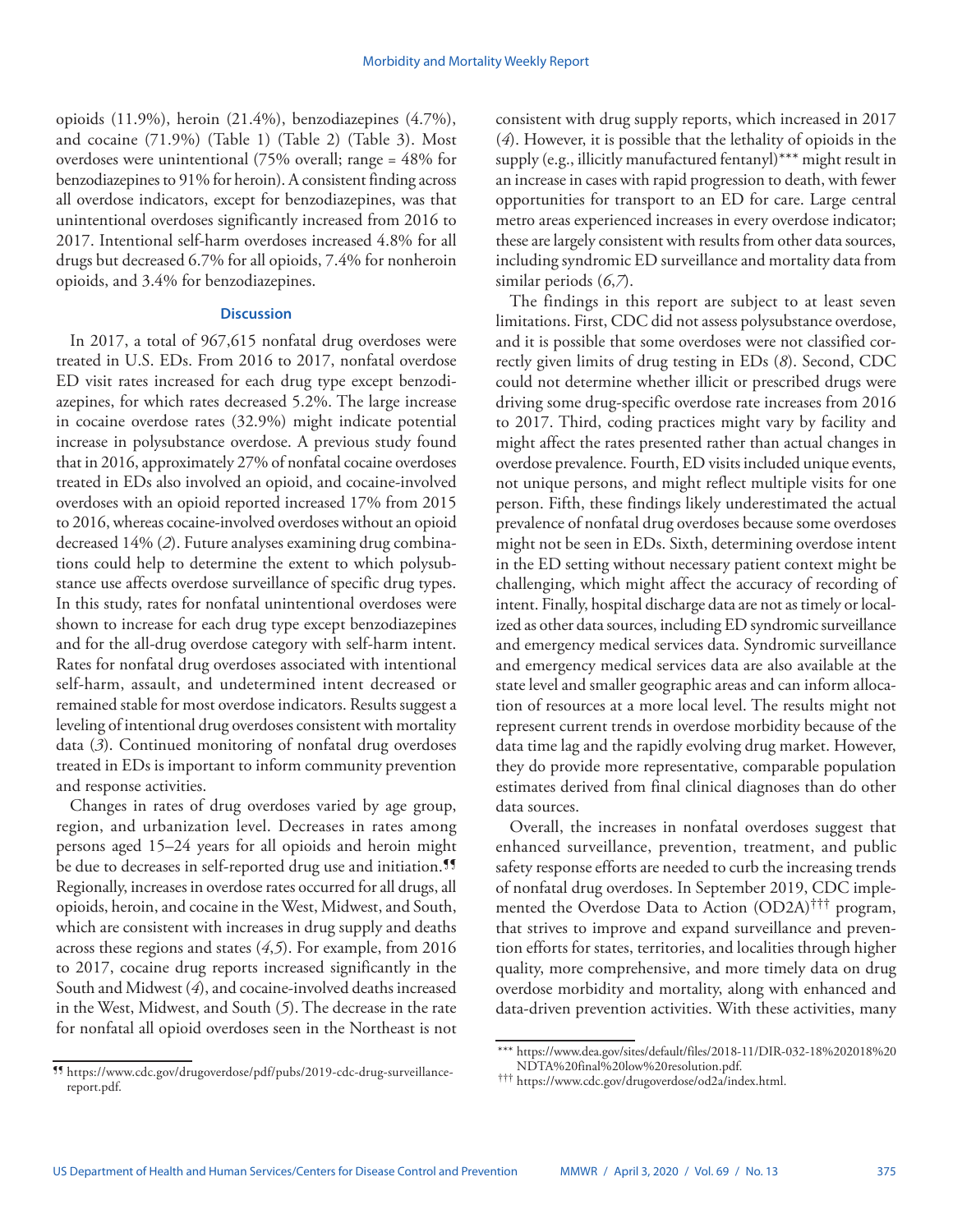opioids (11.9%), heroin (21.4%), benzodiazepines (4.7%), and cocaine (71.9%) (Table 1) (Table 2) (Table 3). Most overdoses were unintentional (75% overall; range = 48% for benzodiazepines to 91% for heroin). A consistent finding across all overdose indicators, except for benzodiazepines, was that unintentional overdoses significantly increased from 2016 to 2017. Intentional self-harm overdoses increased 4.8% for all drugs but decreased 6.7% for all opioids, 7.4% for nonheroin opioids, and 3.4% for benzodiazepines.

## Discussion

In 2017, a total of 967,615 nonfatal drug overdoses were treated in U.S. EDs. From 2016 to 2017, nonfatal overdose ED visit rates increased for each drug type except benzodiazepines, for which rates decreased 5.2%. The large increase in cocaine overdose rates (32.9%) might indicate potential increase in polysubstance overdose. A previous study found that in 2016, approximately 27% of nonfatal cocaine overdoses treated in EDs also involved an opioid, and cocaine-involved overdoses with an opioid reported increased 17% from 2015 to 2016, whereas cocaine-involved overdoses without an opioid decreased 14% (*2*). Future analyses examining drug combinations could help to determine the extent to which polysubstance use affects overdose surveillance of specific drug types. In this study, rates for nonfatal unintentional overdoses were shown to increase for each drug type except benzodiazepines and for the all-drug overdose category with self-harm intent. Rates for nonfatal drug overdoses associated with intentional self-harm, assault, and undetermined intent decreased or remained stable for most overdose indicators. Results suggest a leveling of intentional drug overdoses consistent with mortality data (*3*). Continued monitoring of nonfatal drug overdoses treated in EDs is important to inform community prevention and response activities.

Changes in rates of drug overdoses varied by age group, region, and urbanization level. Decreases in rates among persons aged 15–24 years for all opioids and heroin might be due to decreases in self-reported drug use and initiation.[¶¶] Regionally, increases in overdose rates occurred for all drugs, all opioids, heroin, and cocaine in the West, Midwest, and South, which are consistent with increases in drug supply and deaths across these regions and states (*4*,*5*). For example, from 2016 to 2017, cocaine drug reports increased significantly in the South and Midwest (*4*), and cocaine-involved deaths increased in the West, Midwest, and South (*5*). The decrease in the rate for nonfatal all opioid overdoses seen in the Northeast is not consistent with drug supply reports, which increased in 2017 (*4*). However, it is possible that the lethality of opioids in the supply (e.g., illicitly manufactured fentanyl)[\*\*\*] might result in an increase in cases with rapid progression to death, with fewer opportunities for transport to an ED for care. Large central metro areas experienced increases in every overdose indicator; these are largely consistent with results from other data sources, including syndromic ED surveillance and mortality data from similar periods (*6*,*7*).

The findings in this report are subject to at least seven limitations. First, CDC did not assess polysubstance overdose, and it is possible that some overdoses were not classified correctly given limits of drug testing in EDs (*8*). Second, CDC could not determine whether illicit or prescribed drugs were driving some drug-specific overdose rate increases from 2016 to 2017. Third, coding practices might vary by facility and might affect the rates presented rather than actual changes in overdose prevalence. Fourth, ED visits included unique events, not unique persons, and might reflect multiple visits for one person. Fifth, these findings likely underestimated the actual prevalence of nonfatal drug overdoses because some overdoses might not be seen in EDs. Sixth, determining overdose intent in the ED setting without necessary patient context might be challenging, which might affect the accuracy of recording of intent. Finally, hospital discharge data are not as timely or localized as other data sources, including ED syndromic surveillance and emergency medical services data. Syndromic surveillance and emergency medical services data are also available at the state level and smaller geographic areas and can inform allocation of resources at a more local level. The results might not represent current trends in overdose morbidity because of the data time lag and the rapidly evolving drug market. However, they do provide more representative, comparable population estimates derived from final clinical diagnoses than do other data sources.

Overall, the increases in nonfatal overdoses suggest that enhanced surveillance, prevention, treatment, and public safety response efforts are needed to curb the increasing trends of nonfatal drug overdoses. In September 2019, CDC implemented the Overdose Data to Action (OD2A)[†††] program, that strives to improve and expand surveillance and prevention efforts for states, territories, and localities through higher quality, more comprehensive, and more timely data on drug overdose morbidity and mortality, along with enhanced and data-driven prevention activities. With these activities, many

---

¶¶ https://www.cdc.gov/drugoverdose/pdf/pubs/2019-cdc-drug-surveillance-report.pdf.

\*\*\* https://www.dea.gov/sites/default/files/2018-11/DIR-032-18%202018%20NDTA%20final%20low%20resolution.pdf.

††† https://www.cdc.gov/drugoverdose/od2a/index.html.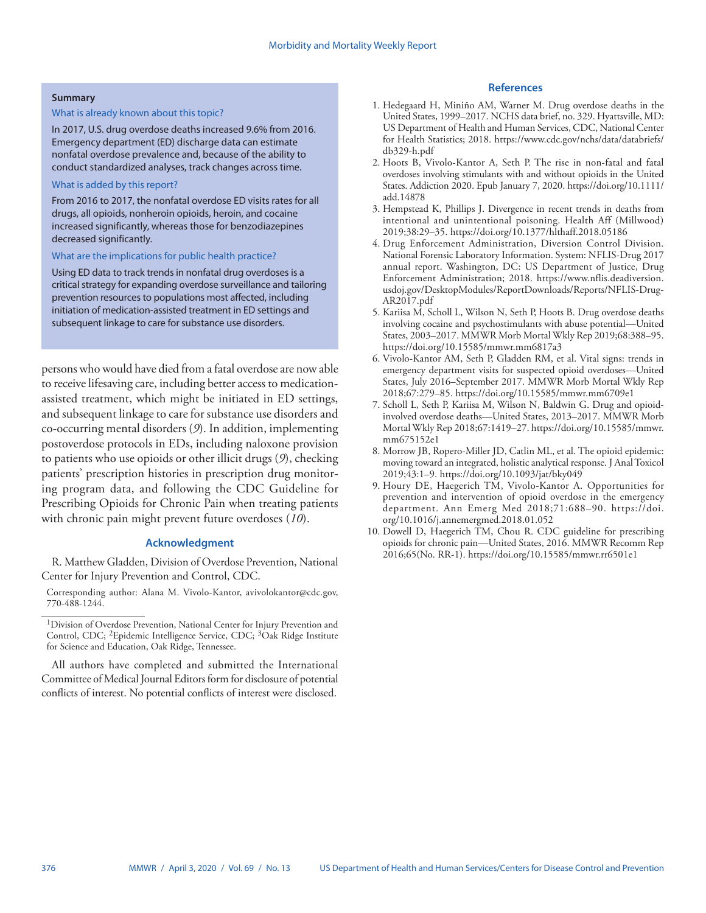**Summary**

What is already known about this topic?

In 2017, U.S. drug overdose deaths increased 9.6% from 2016. Emergency department (ED) discharge data can estimate nonfatal overdose prevalence and, because of the ability to conduct standardized analyses, track changes across time.

What is added by this report?

From 2016 to 2017, the nonfatal overdose ED visits rates for all drugs, all opioids, nonheroin opioids, heroin, and cocaine increased significantly, whereas those for benzodiazepines decreased significantly.

What are the implications for public health practice?

Using ED data to track trends in nonfatal drug overdoses is a critical strategy for expanding overdose surveillance and tailoring prevention resources to populations most affected, including initiation of medication-assisted treatment in ED settings and subsequent linkage to care for substance use disorders.

persons who would have died from a fatal overdose are now able to receive lifesaving care, including better access to medication-assisted treatment, which might be initiated in ED settings, and subsequent linkage to care for substance use disorders and co-occurring mental disorders (*9*). In addition, implementing postoverdose protocols in EDs, including naloxone provision to patients who use opioids or other illicit drugs (*9*), checking patients' prescription histories in prescription drug monitoring program data, and following the CDC Guideline for Prescribing Opioids for Chronic Pain when treating patients with chronic pain might prevent future overdoses (*10*).

## Acknowledgment

R. Matthew Gladden, Division of Overdose Prevention, National Center for Injury Prevention and Control, CDC.

Corresponding author: Alana M. Vivolo-Kantor, avivolokantor@cdc.gov, 770-488-1244.

[1]Division of Overdose Prevention, National Center for Injury Prevention and Control, CDC; [2]Epidemic Intelligence Service, CDC; [3]Oak Ridge Institute for Science and Education, Oak Ridge, Tennessee.

All authors have completed and submitted the International Committee of Medical Journal Editors form for disclosure of potential conflicts of interest. No potential conflicts of interest were disclosed.

## References

1. Hedegaard H, Miniño AM, Warner M. Drug overdose deaths in the United States, 1999–2017. NCHS data brief, no. 329. Hyattsville, MD: US Department of Health and Human Services, CDC, National Center for Health Statistics; 2018. https://www.cdc.gov/nchs/data/databriefs/db329-h.pdf
2. Hoots B, Vivolo-Kantor A, Seth P. The rise in non-fatal and fatal overdoses involving stimulants with and without opioids in the United States. Addiction 2020. Epub January 7, 2020. https://doi.org/10.1111/add.14878
3. Hempstead K, Phillips J. Divergence in recent trends in deaths from intentional and unintentional poisoning. Health Aff (Millwood) 2019;38:29–35. https://doi.org/10.1377/hlthaff.2018.05186
4. Drug Enforcement Administration, Diversion Control Division. National Forensic Laboratory Information. System: NFLIS-Drug 2017 annual report. Washington, DC: US Department of Justice, Drug Enforcement Administration; 2018. https://www.nflis.deadiversion.usdoj.gov/DesktopModules/ReportDownloads/Reports/NFLIS-Drug-AR2017.pdf
5. Kariisa M, Scholl L, Wilson N, Seth P, Hoots B. Drug overdose deaths involving cocaine and psychostimulants with abuse potential—United States, 2003–2017. MMWR Morb Mortal Wkly Rep 2019;68:388–95. https://doi.org/10.15585/mmwr.mm6817a3
6. Vivolo-Kantor AM, Seth P, Gladden RM, et al. Vital signs: trends in emergency department visits for suspected opioid overdoses—United States, July 2016–September 2017. MMWR Morb Mortal Wkly Rep 2018;67:279–85. https://doi.org/10.15585/mmwr.mm6709e1
7. Scholl L, Seth P, Kariisa M, Wilson N, Baldwin G. Drug and opioid-involved overdose deaths—United States, 2013–2017. MMWR Morb Mortal Wkly Rep 2018;67:1419–27. https://doi.org/10.15585/mmwr.mm675152e1
8. Morrow JB, Ropero-Miller JD, Catlin ML, et al. The opioid epidemic: moving toward an integrated, holistic analytical response. J Anal Toxicol 2019;43:1–9. https://doi.org/10.1093/jat/bky049
9. Houry DE, Haegerich TM, Vivolo-Kantor A. Opportunities for prevention and intervention of opioid overdose in the emergency department. Ann Emerg Med 2018;71:688–90. https://doi.org/10.1016/j.annemergmed.2018.01.052
10. Dowell D, Haegerich TM, Chou R. CDC guideline for prescribing opioids for chronic pain—United States, 2016. MMWR Recomm Rep 2016;65(No. RR-1). https://doi.org/10.15585/mmwr.rr6501e1